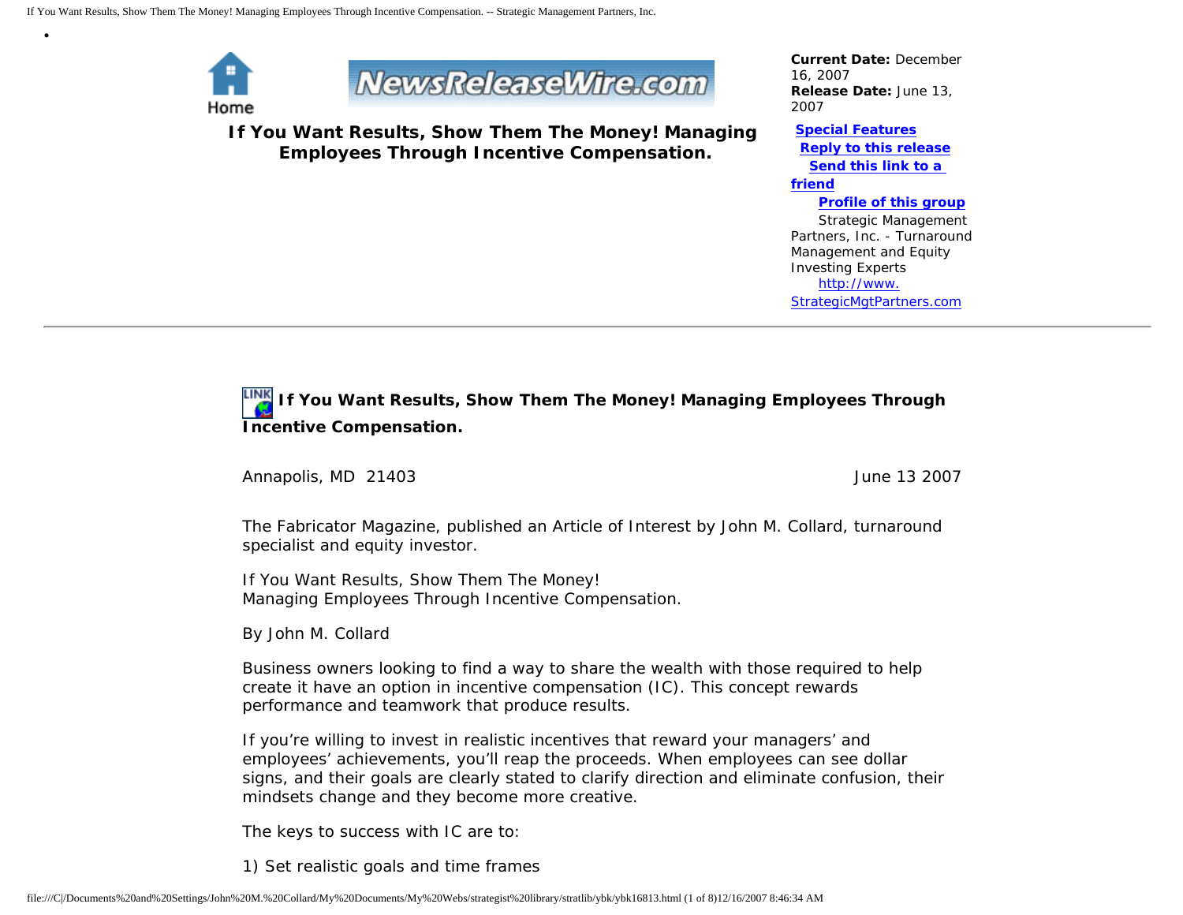Home

NewsReleaseWire.com

**If You Want Results, Show Them The Money! Managing Employees Through Incentive Compensation.**

**Current Date:** December 16, 2007
**Release Date:** June 13, 2007

**Special Features**
**Reply to this release**
**Send this link to a friend**
**Profile of this group**

Strategic Management Partners, Inc. - Turnaround Management and Equity Investing Experts
http://www.StrategicMgtPartners.com

---

## If You Want Results, Show Them The Money! Managing Employees Through Incentive Compensation.

Annapolis, MD 21403 June 13 2007

The Fabricator Magazine, published an Article of Interest by John M. Collard, turnaround specialist and equity investor.

If You Want Results, Show Them The Money!
Managing Employees Through Incentive Compensation.

By John M. Collard

Business owners looking to find a way to share the wealth with those required to help create it have an option in incentive compensation (IC). This concept rewards performance and teamwork that produce results.

If you're willing to invest in realistic incentives that reward your managers' and employees' achievements, you'll reap the proceeds. When employees can see dollar signs, and their goals are clearly stated to clarify direction and eliminate confusion, their mindsets change and they become more creative.

The keys to success with IC are to:

1) Set realistic goals and time frames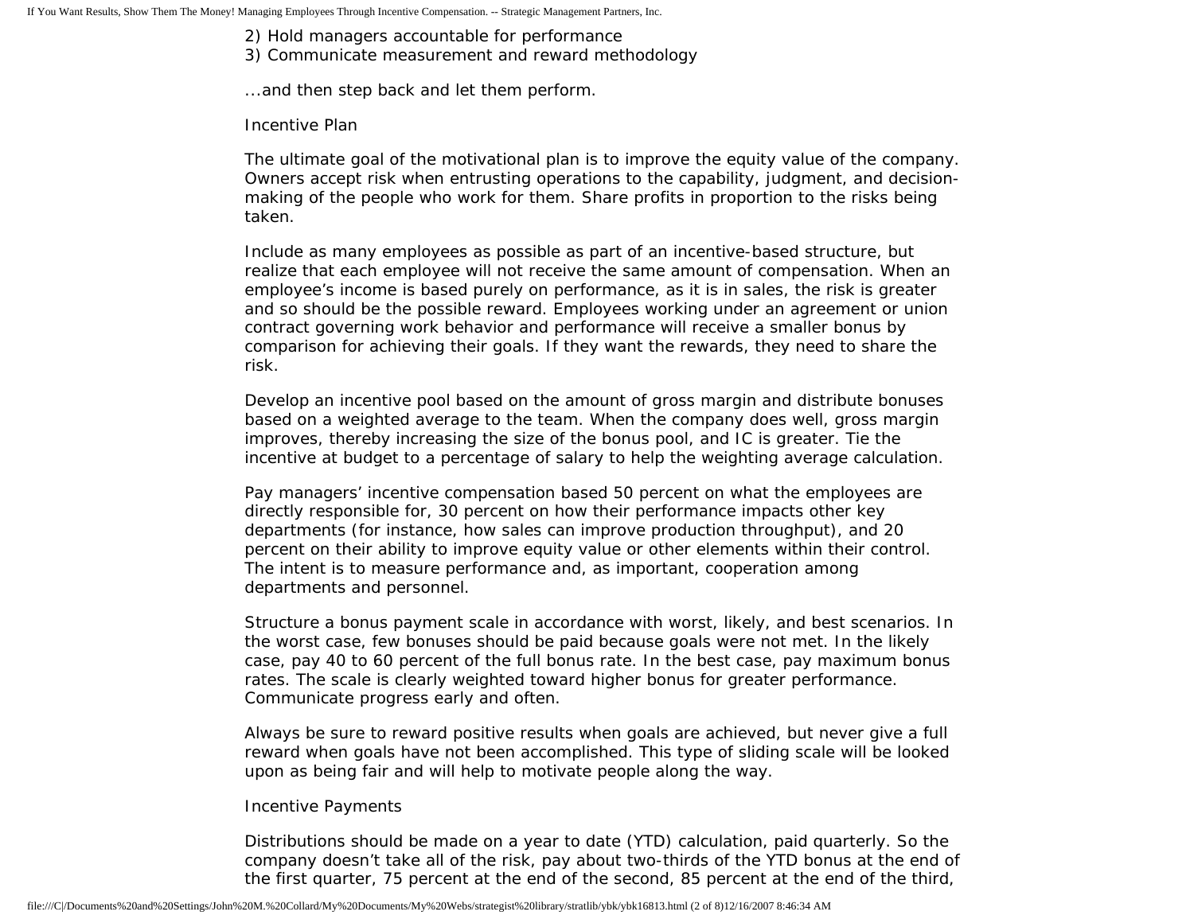2) Hold managers accountable for performance
3) Communicate measurement and reward methodology

...and then step back and let them perform.

## Incentive Plan

The ultimate goal of the motivational plan is to improve the equity value of the company. Owners accept risk when entrusting operations to the capability, judgment, and decision-making of the people who work for them. Share profits in proportion to the risks being taken.

Include as many employees as possible as part of an incentive-based structure, but realize that each employee will not receive the same amount of compensation. When an employee's income is based purely on performance, as it is in sales, the risk is greater and so should be the possible reward. Employees working under an agreement or union contract governing work behavior and performance will receive a smaller bonus by comparison for achieving their goals. If they want the rewards, they need to share the risk.

Develop an incentive pool based on the amount of gross margin and distribute bonuses based on a weighted average to the team. When the company does well, gross margin improves, thereby increasing the size of the bonus pool, and IC is greater. Tie the incentive at budget to a percentage of salary to help the weighting average calculation.

Pay managers' incentive compensation based 50 percent on what the employees are directly responsible for, 30 percent on how their performance impacts other key departments (for instance, how sales can improve production throughput), and 20 percent on their ability to improve equity value or other elements within their control. The intent is to measure performance and, as important, cooperation among departments and personnel.

Structure a bonus payment scale in accordance with worst, likely, and best scenarios. In the worst case, few bonuses should be paid because goals were not met. In the likely case, pay 40 to 60 percent of the full bonus rate. In the best case, pay maximum bonus rates. The scale is clearly weighted toward higher bonus for greater performance. Communicate progress early and often.

Always be sure to reward positive results when goals are achieved, but never give a full reward when goals have not been accomplished. This type of sliding scale will be looked upon as being fair and will help to motivate people along the way.

## Incentive Payments

Distributions should be made on a year to date (YTD) calculation, paid quarterly. So the company doesn't take all of the risk, pay about two-thirds of the YTD bonus at the end of the first quarter, 75 percent at the end of the second, 85 percent at the end of the third,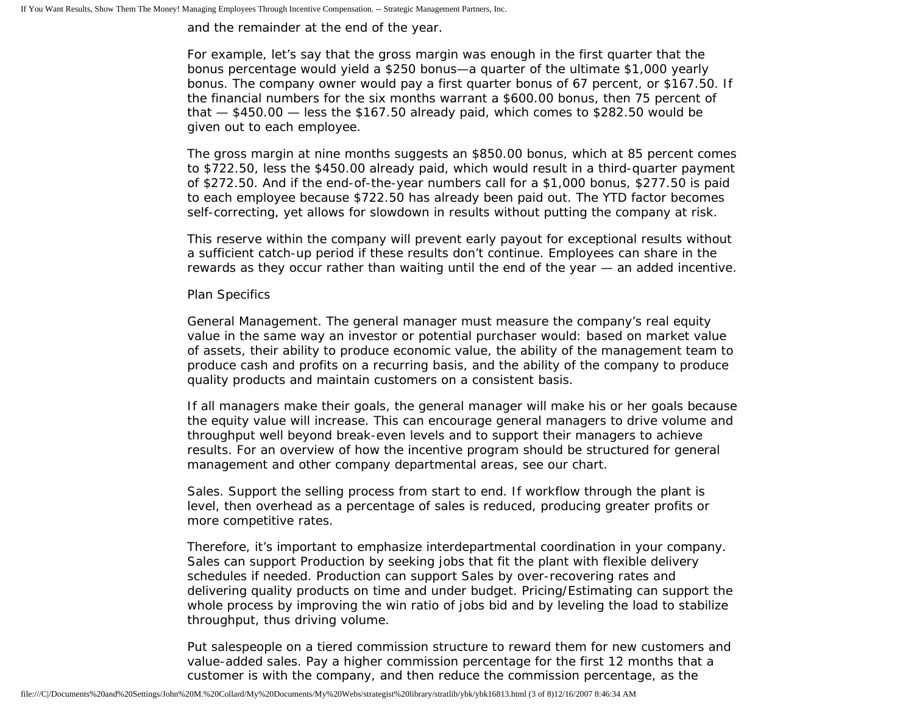and the remainder at the end of the year.

For example, let's say that the gross margin was enough in the first quarter that the bonus percentage would yield a $250 bonus—a quarter of the ultimate $1,000 yearly bonus. The company owner would pay a first quarter bonus of 67 percent, or $167.50. If the financial numbers for the six months warrant a $600.00 bonus, then 75 percent of that — $450.00 — less the $167.50 already paid, which comes to $282.50 would be given out to each employee.

The gross margin at nine months suggests an $850.00 bonus, which at 85 percent comes to $722.50, less the $450.00 already paid, which would result in a third-quarter payment of $272.50. And if the end-of-the-year numbers call for a $1,000 bonus, $277.50 is paid to each employee because $722.50 has already been paid out. The YTD factor becomes self-correcting, yet allows for slowdown in results without putting the company at risk.

This reserve within the company will prevent early payout for exceptional results without a sufficient catch-up period if these results don't continue. Employees can share in the rewards as they occur rather than waiting until the end of the year — an added incentive.

## Plan Specifics

General Management. The general manager must measure the company's real equity value in the same way an investor or potential purchaser would: based on market value of assets, their ability to produce economic value, the ability of the management team to produce cash and profits on a recurring basis, and the ability of the company to produce quality products and maintain customers on a consistent basis.

If all managers make their goals, the general manager will make his or her goals because the equity value will increase. This can encourage general managers to drive volume and throughput well beyond break-even levels and to support their managers to achieve results. For an overview of how the incentive program should be structured for general management and other company departmental areas, see our chart.

Sales. Support the selling process from start to end. If workflow through the plant is level, then overhead as a percentage of sales is reduced, producing greater profits or more competitive rates.

Therefore, it's important to emphasize interdepartmental coordination in your company. Sales can support Production by seeking jobs that fit the plant with flexible delivery schedules if needed. Production can support Sales by over-recovering rates and delivering quality products on time and under budget. Pricing/Estimating can support the whole process by improving the win ratio of jobs bid and by leveling the load to stabilize throughput, thus driving volume.

Put salespeople on a tiered commission structure to reward them for new customers and value-added sales. Pay a higher commission percentage for the first 12 months that a customer is with the company, and then reduce the commission percentage, as the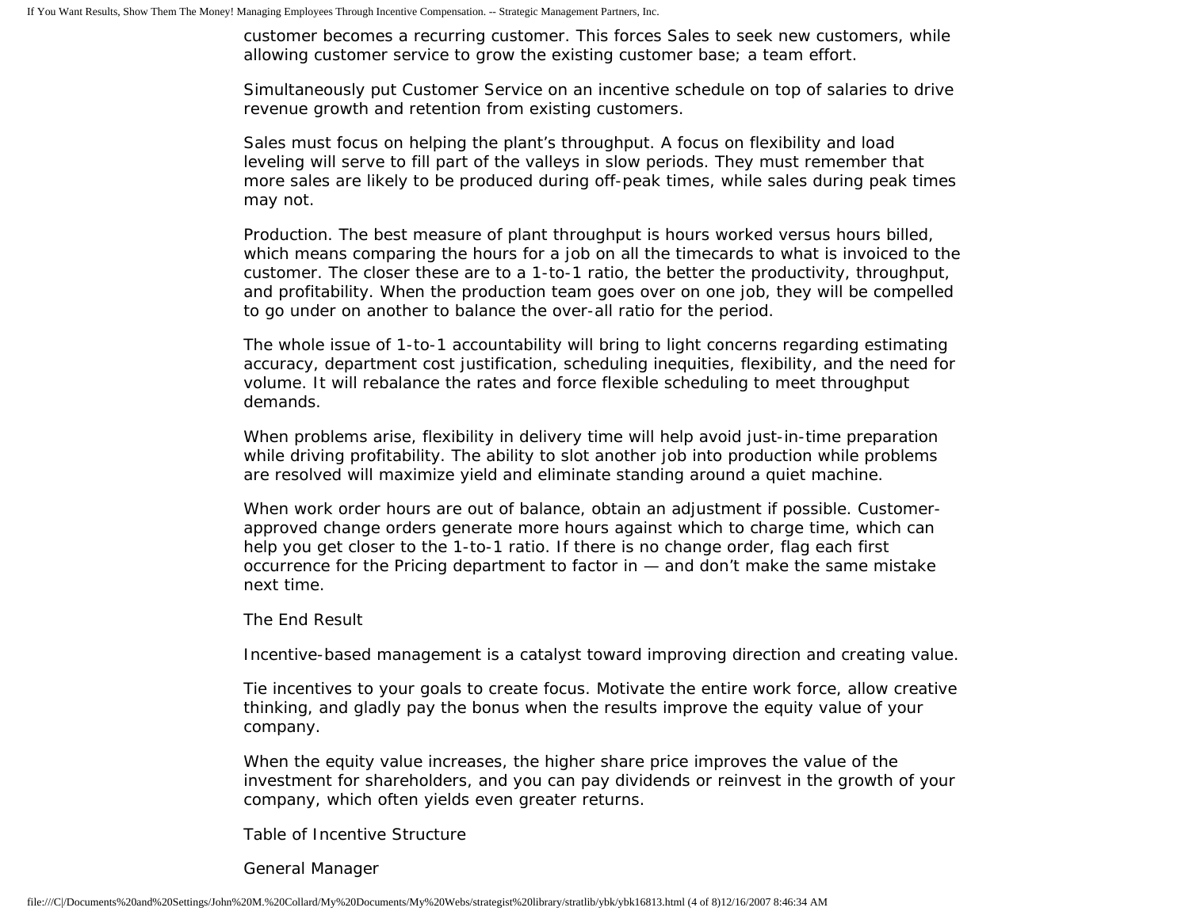customer becomes a recurring customer. This forces Sales to seek new customers, while allowing customer service to grow the existing customer base; a team effort.

Simultaneously put Customer Service on an incentive schedule on top of salaries to drive revenue growth and retention from existing customers.

Sales must focus on helping the plant's throughput. A focus on flexibility and load leveling will serve to fill part of the valleys in slow periods. They must remember that more sales are likely to be produced during off-peak times, while sales during peak times may not.

Production. The best measure of plant throughput is hours worked versus hours billed, which means comparing the hours for a job on all the timecards to what is invoiced to the customer. The closer these are to a 1-to-1 ratio, the better the productivity, throughput, and profitability. When the production team goes over on one job, they will be compelled to go under on another to balance the over-all ratio for the period.

The whole issue of 1-to-1 accountability will bring to light concerns regarding estimating accuracy, department cost justification, scheduling inequities, flexibility, and the need for volume. It will rebalance the rates and force flexible scheduling to meet throughput demands.

When problems arise, flexibility in delivery time will help avoid just-in-time preparation while driving profitability. The ability to slot another job into production while problems are resolved will maximize yield and eliminate standing around a quiet machine.

When work order hours are out of balance, obtain an adjustment if possible. Customer-approved change orders generate more hours against which to charge time, which can help you get closer to the 1-to-1 ratio. If there is no change order, flag each first occurrence for the Pricing department to factor in — and don't make the same mistake next time.

## The End Result

Incentive-based management is a catalyst toward improving direction and creating value.

Tie incentives to your goals to create focus. Motivate the entire work force, allow creative thinking, and gladly pay the bonus when the results improve the equity value of your company.

When the equity value increases, the higher share price improves the value of the investment for shareholders, and you can pay dividends or reinvest in the growth of your company, which often yields even greater returns.

## Table of Incentive Structure

General Manager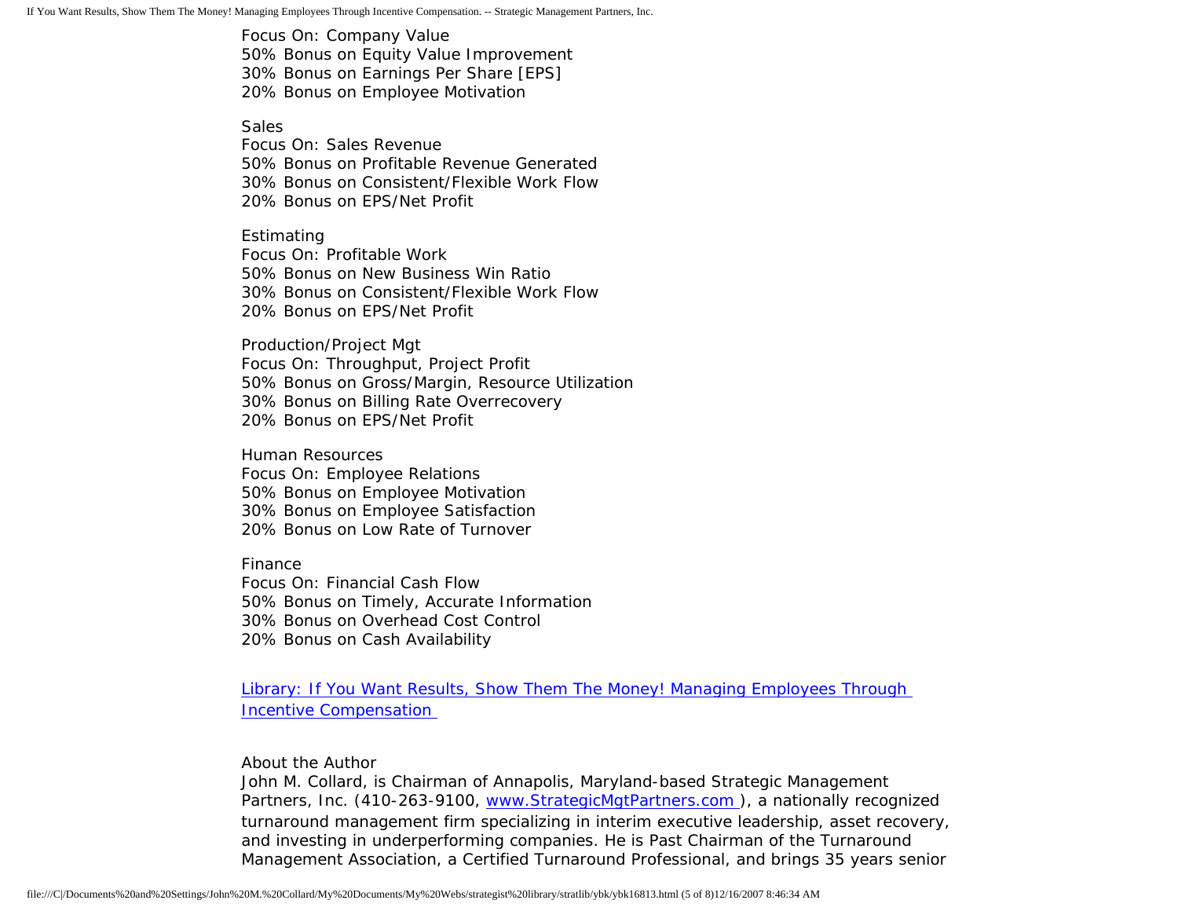Focus On: Company Value
50% Bonus on Equity Value Improvement
30% Bonus on Earnings Per Share [EPS]
20% Bonus on Employee Motivation

Sales
Focus On: Sales Revenue
50% Bonus on Profitable Revenue Generated
30% Bonus on Consistent/Flexible Work Flow
20% Bonus on EPS/Net Profit

Estimating
Focus On: Profitable Work
50% Bonus on New Business Win Ratio
30% Bonus on Consistent/Flexible Work Flow
20% Bonus on EPS/Net Profit

Production/Project Mgt
Focus On: Throughput, Project Profit
50% Bonus on Gross/Margin, Resource Utilization
30% Bonus on Billing Rate Overrecovery
20% Bonus on EPS/Net Profit

Human Resources
Focus On: Employee Relations
50% Bonus on Employee Motivation
30% Bonus on Employee Satisfaction
20% Bonus on Low Rate of Turnover

Finance
Focus On: Financial Cash Flow
50% Bonus on Timely, Accurate Information
30% Bonus on Overhead Cost Control
20% Bonus on Cash Availability

Library: If You Want Results, Show Them The Money! Managing Employees Through Incentive Compensation

About the Author
John M. Collard, is Chairman of Annapolis, Maryland-based Strategic Management Partners, Inc. (410-263-9100, www.StrategicMgtPartners.com ), a nationally recognized turnaround management firm specializing in interim executive leadership, asset recovery, and investing in underperforming companies. He is Past Chairman of the Turnaround Management Association, a Certified Turnaround Professional, and brings 35 years senior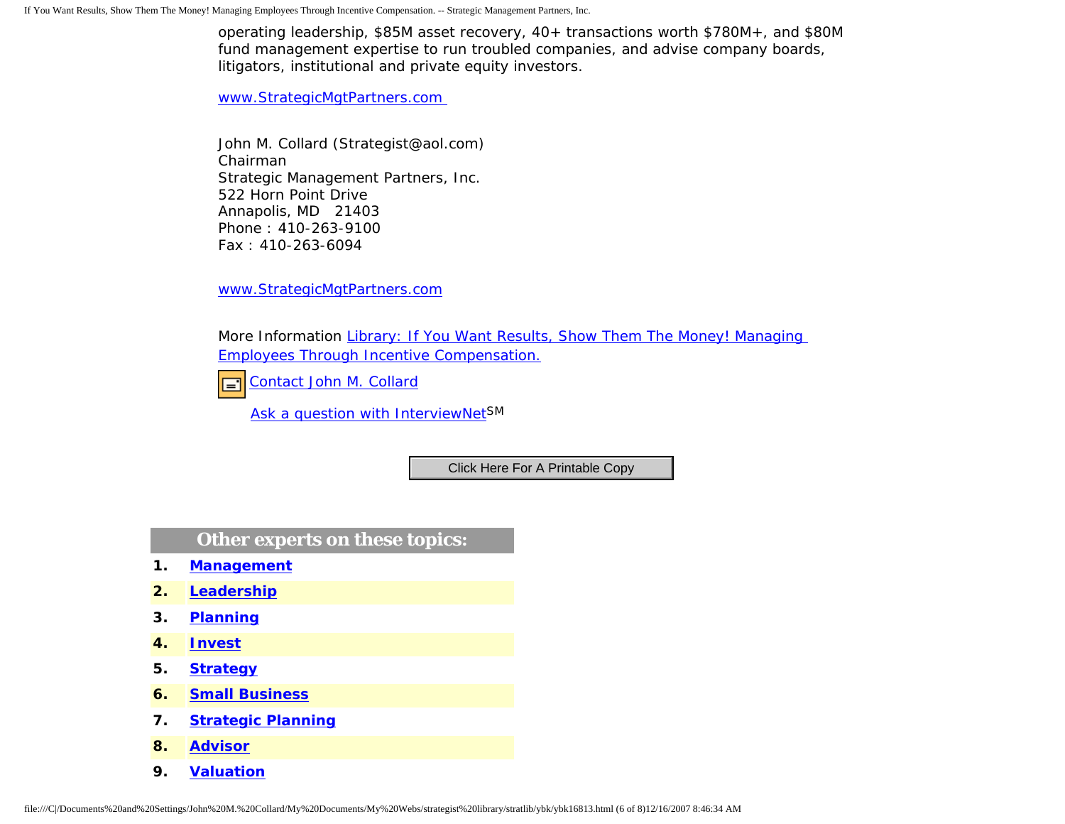operating leadership, $85M asset recovery, 40+ transactions worth $780M+, and $80M fund management expertise to run troubled companies, and advise company boards, litigators, institutional and private equity investors.

www.StrategicMgtPartners.com

John M. Collard (Strategist@aol.com)
Chairman
Strategic Management Partners, Inc.
522 Horn Point Drive
Annapolis, MD 21403
Phone : 410-263-9100
Fax : 410-263-6094

www.StrategicMgtPartners.com

More Information Library: If You Want Results, Show Them The Money! Managing Employees Through Incentive Compensation.

Contact John M. Collard

Ask a question with InterviewNet[SM]

Click Here For A Printable Copy

| Other experts on these topics: | |
| --- | --- |
| 1. | **Management** |
| 2. | **Leadership** |
| 3. | **Planning** |
| 4. | **Invest** |
| 5. | **Strategy** |
| 6. | **Small Business** |
| 7. | **Strategic Planning** |
| 8. | **Advisor** |
| 9. | **Valuation** |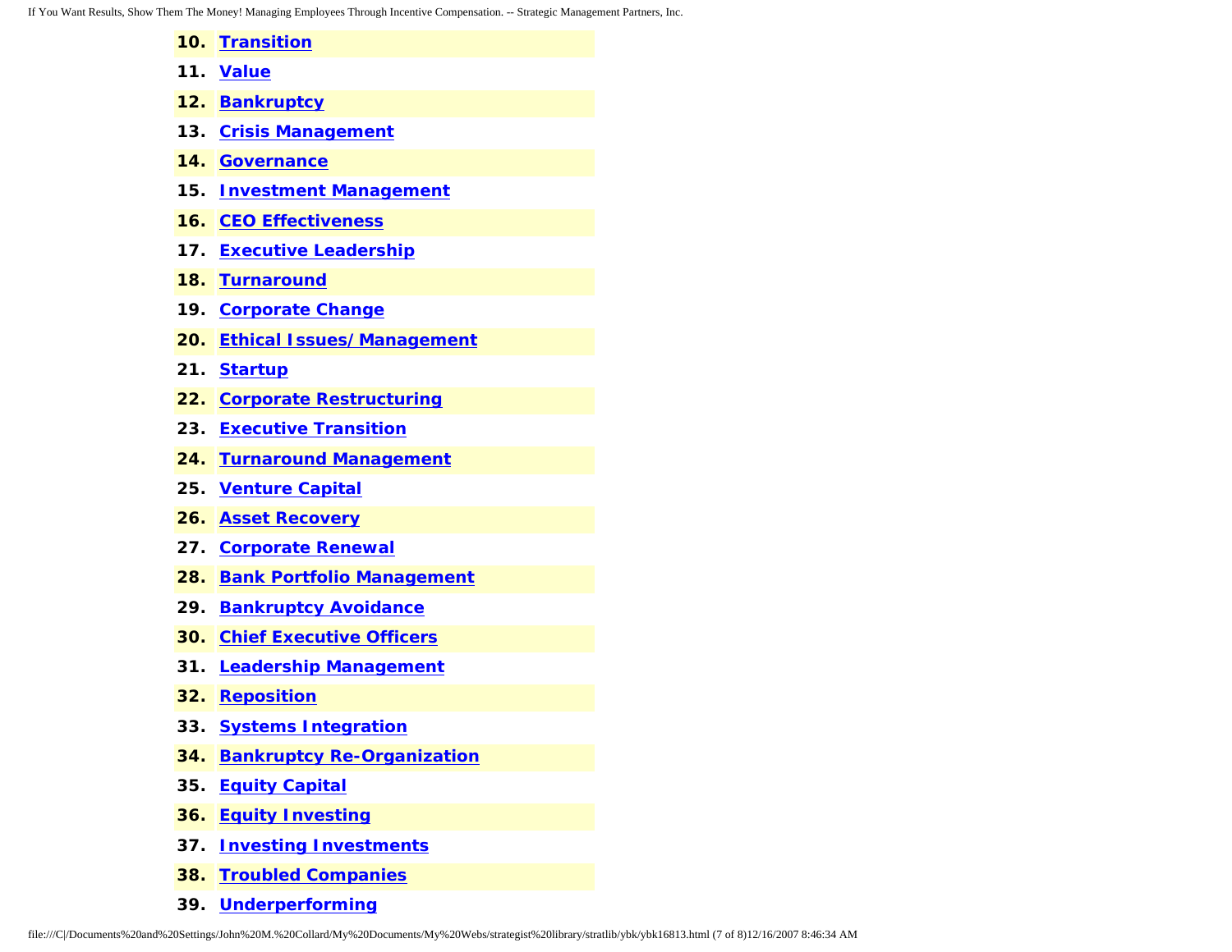10. **Transition**
11. **Value**
12. **Bankruptcy**
13. **Crisis Management**
14. **Governance**
15. **Investment Management**
16. **CEO Effectiveness**
17. **Executive Leadership**
18. **Turnaround**
19. **Corporate Change**
20. **Ethical Issues/ Management**
21. **Startup**
22. **Corporate Restructuring**
23. **Executive Transition**
24. **Turnaround Management**
25. **Venture Capital**
26. **Asset Recovery**
27. **Corporate Renewal**
28. **Bank Portfolio Management**
29. **Bankruptcy Avoidance**
30. **Chief Executive Officers**
31. **Leadership Management**
32. **Reposition**
33. **Systems Integration**
34. **Bankruptcy Re-Organization**
35. **Equity Capital**
36. **Equity Investing**
37. **Investing Investments**
38. **Troubled Companies**
39. **Underperforming**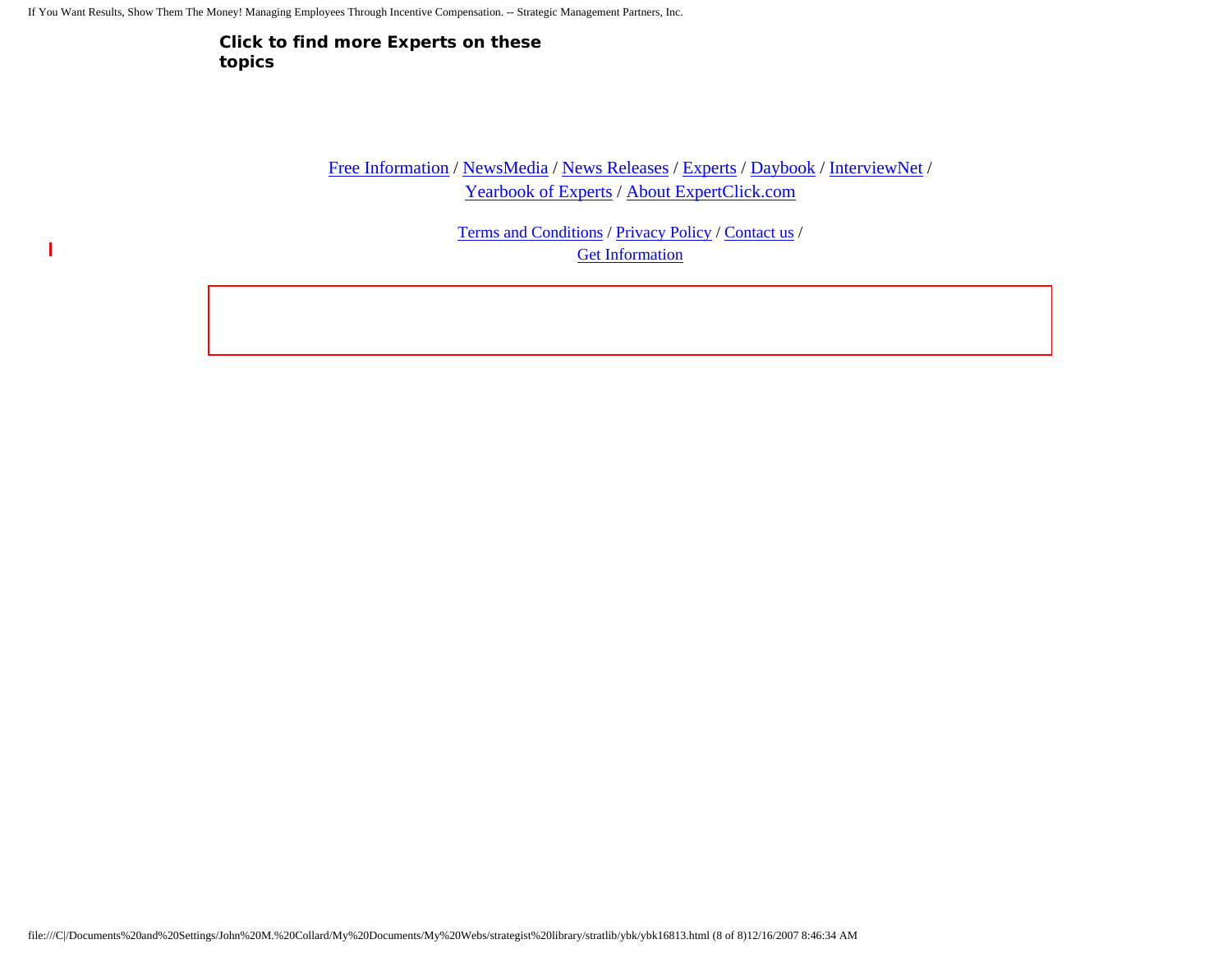**Click to find more Experts on these topics**

Free Information / NewsMedia / News Releases / Experts / Daybook / InterviewNet / Yearbook of Experts / About ExpertClick.com

Terms and Conditions / Privacy Policy / Contact us / Get Information